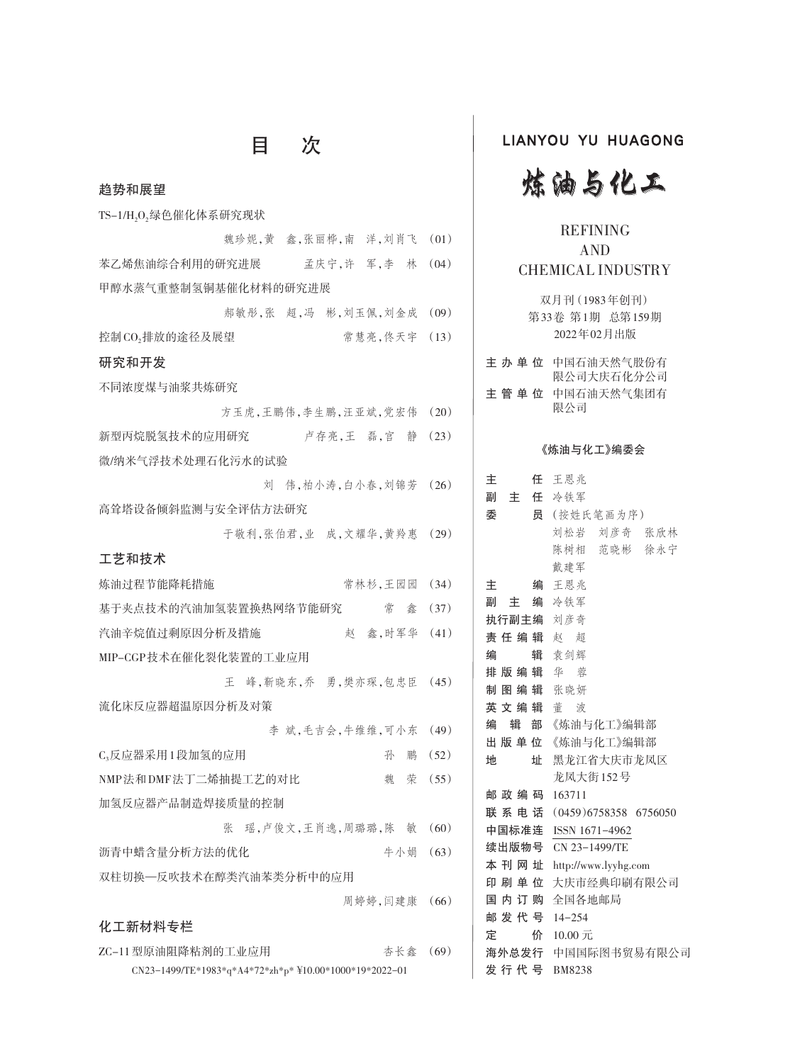# 目　次

## 趋势和展望

$TS-1/H_2O_2$绿色催化体系研究现状
魏珍妮,黄　鑫,张丽桦,南　洋,刘肖飞　(01)

苯乙烯焦油综合利用的研究进展　孟庆宁,许　军,李　林　(04)

甲醇水蒸气重整制氢铜基催化材料的研究进展
郝敏彤,张　超,冯　彬,刘玉佩,刘金成　(09)

控制$CO_2$排放的途径及展望　常慧亮,佟天宇　(13)

## 研究和开发

不同浓度煤与油浆共炼研究
方玉虎,王鹏伟,李生鹏,汪亚斌,党宏伟　(20)

新型丙烷脱氢技术的应用研究　卢存亮,王　磊,官　静　(23)

微/纳米气浮技术处理石化污水的试验
刘　伟,柏小涛,白小春,刘锦芳　(26)

高耸塔设备倾斜监测与安全评估方法研究
于敬利,张伯君,业　成,文耀华,黄羚惠　(29)

## 工艺和技术

炼油过程节能降耗措施　常林杉,王园园　(34)

基于夹点技术的汽油加氢装置换热网络节能研究　常　鑫　(37)

汽油辛烷值过剩原因分析及措施　赵　鑫,时军华　(41)

MIP-CGP技术在催化裂化装置的工业应用
王　峰,靳晓东,乔　勇,樊亦琛,包忠臣　(45)

流化床反应器超温原因分析及对策
李　斌,毛吉会,牛维维,可小东　(49)

$C_3$反应器采用1段加氢的应用　孙　鹏　(52)

NMP法和DMF法丁二烯抽提工艺的对比　魏　荣　(55)

加氢反应器产品制造焊接质量的控制
张　瑶,卢俊文,王肖逸,周璐璐,陈　敏　(60)

沥青中蜡含量分析方法的优化　牛小娟　(63)

双柱切换—反吹技术在醇类汽油苯类分析中的应用
周婷婷,闫建康　(66)

## 化工新材料专栏

ZC-11型原油阻降粘剂的工业应用　杏长鑫　(69)

CN23-1499/TE*1983*q*A4*72*zh*p* ¥10.00*1000*19*2022-01

---

LIANYOU YU HUAGONG

# 炼油与化工

REFINING
AND
CHEMICAL INDUSTRY

双月刊(1983年创刊)
第33卷 第1期　总第159期
2022年02月出版

**主办单位**　中国石油天然气股份有限公司大庆石化分公司
**主管单位**　中国石油天然气集团有限公司

**《炼油与化工》编委会**

**主　　任**　王恩兆
**副 主 任**　冷铁军
**委　　员**　(按姓氏笔画为序)
刘松岩　刘彦奇　张欣林
陈树相　范晓彬　徐永宁
戴建军
**主　　编**　王恩兆
**副 主 编**　冷铁军
**执行副主编**　刘彦奇
**责任编辑**　赵　超
**编　　辑**　袁剑辉
**排版编辑**　华　蓉
**制图编辑**　张晓妍
**英文编辑**　董　波
**编 辑 部**　《炼油与化工》编辑部
**出版单位**　《炼油与化工》编辑部
**地　　址**　黑龙江省大庆市龙凤区龙凤大街152号
**邮政编码**　163711
**联系电话**　(0459)6758358　6756050
**中国标准连**　ISSN 1671-4962
**续出版物号**　CN 23-1499/TE
**本刊网址**　http://www.lyyhg.com
**印刷单位**　大庆市经典印刷有限公司
**国内订购**　全国各地邮局
**邮发代号**　14-254
**定　　价**　10.00元
**海外总发行**　中国国际图书贸易有限公司
**发行代号**　BM8238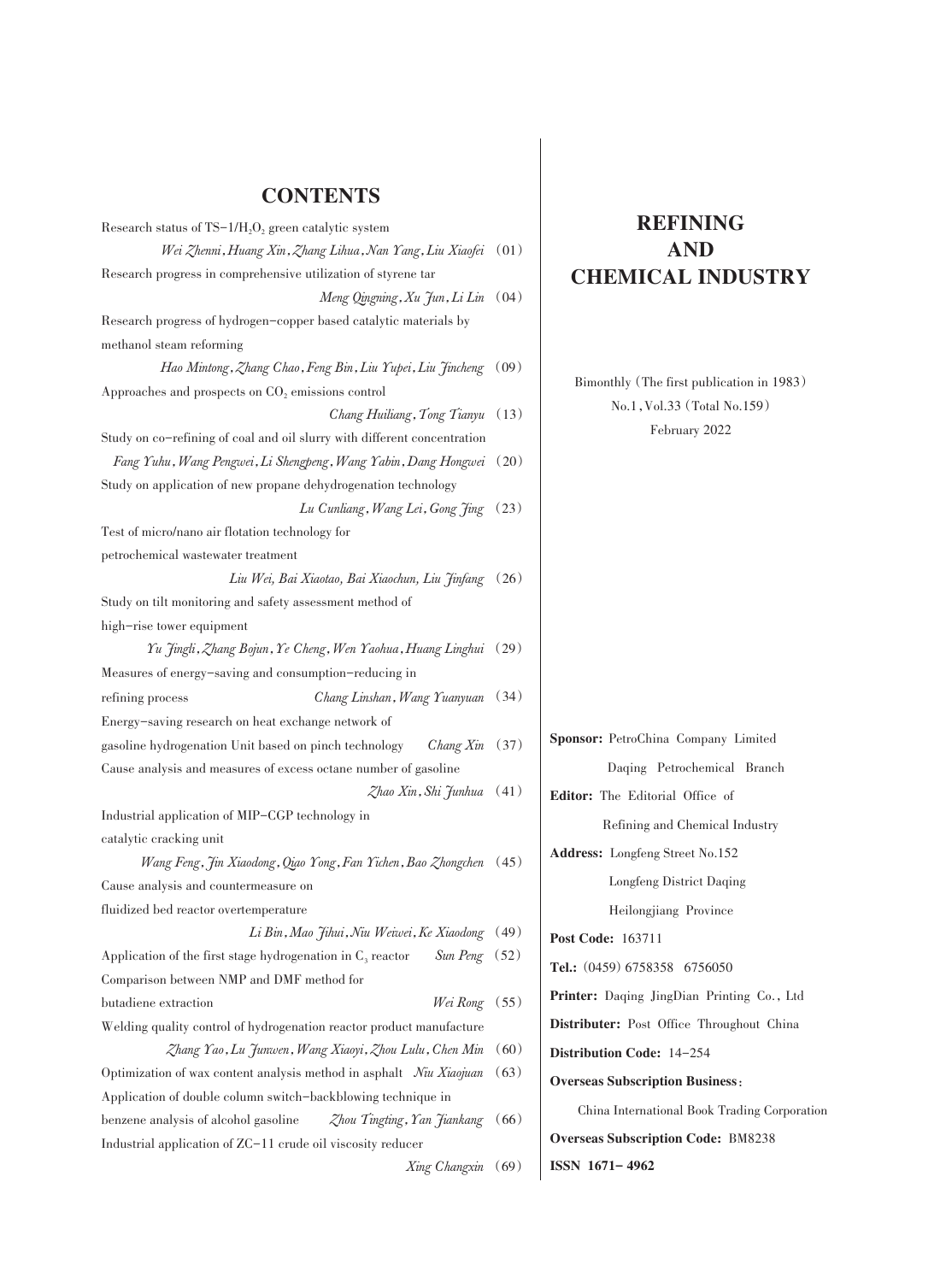## CONTENTS

Research status of $TS-1/H_2O_2$ green catalytic system
*Wei Zhenni, Huang Xin, Zhang Lihua, Nan Yang, Liu Xiaofei* (01)

Research progress in comprehensive utilization of styrene tar
*Meng Qingning, Xu Jun, Li Lin* (04)

Research progress of hydrogen-copper based catalytic materials by methanol steam reforming
*Hao Mintong, Zhang Chao, Feng Bin, Liu Yupei, Liu Jincheng* (09)

Approaches and prospects on $CO_2$ emissions control
*Chang Huiliang, Tong Tianyu* (13)

Study on co-refining of coal and oil slurry with different concentration
*Fang Yuhu, Wang Pengwei, Li Shengpeng, Wang Yabin, Dang Hongwei* (20)

Study on application of new propane dehydrogenation technology
*Lu Cunliang, Wang Lei, Gong Jing* (23)

Test of micro/nano air flotation technology for petrochemical wastewater treatment
*Liu Wei, Bai Xiaotao, Bai Xiaochun, Liu Jinfang* (26)

Study on tilt monitoring and safety assessment method of high-rise tower equipment
*Yu Jingli, Zhang Bojun, Ye Cheng, Wen Yaohua, Huang Linghui* (29)

Measures of energy-saving and consumption-reducing in refining process
*Chang Linshan, Wang Yuanyuan* (34)

Energy-saving research on heat exchange network of gasoline hydrogenation Unit based on pinch technology
*Chang Xin* (37)

Cause analysis and measures of excess octane number of gasoline
*Zhao Xin, Shi Junhua* (41)

Industrial application of MIP-CGP technology in catalytic cracking unit
*Wang Feng, Jin Xiaodong, Qiao Yong, Fan Yichen, Bao Zhongchen* (45)

Cause analysis and countermeasure on fluidized bed reactor overtemperature
*Li Bin, Mao Jihui, Niu Weiwei, Ke Xiaodong* (49)

Application of the first stage hydrogenation in $C_3$ reactor
*Sun Peng* (52)

Comparison between NMP and DMF method for butadiene extraction
*Wei Rong* (55)

Welding quality control of hydrogenation reactor product manufacture
*Zhang Yao, Lu Junwen, Wang Xiaoyi, Zhou Lulu, Chen Min* (60)

Optimization of wax content analysis method in asphalt
*Niu Xiaojuan* (63)

Application of double column switch-backblowing technique in benzene analysis of alcohol gasoline
*Zhou Tingting, Yan Jiankang* (66)

Industrial application of ZC-11 crude oil viscosity reducer
*Xing Changxin* (69)

# REFINING AND CHEMICAL INDUSTRY

Bimonthly (The first publication in 1983)
No.1, Vol.33 (Total No.159)
February 2022

**Sponsor:** PetroChina Company Limited Daqing Petrochemical Branch

**Editor:** The Editorial Office of Refining and Chemical Industry

**Address:** Longfeng Street No.152 Longfeng District Daqing Heilongjiang Province

**Post Code:** 163711

**Tel.:** (0459) 6758358 6756050

**Printer:** Daqing JingDian Printing Co., Ltd

**Distributer:** Post Office Throughout China

**Distribution Code:** 14-254

**Overseas Subscription Business**:

China International Book Trading Corporation

**Overseas Subscription Code:** BM8238

**ISSN 1671- 4962**